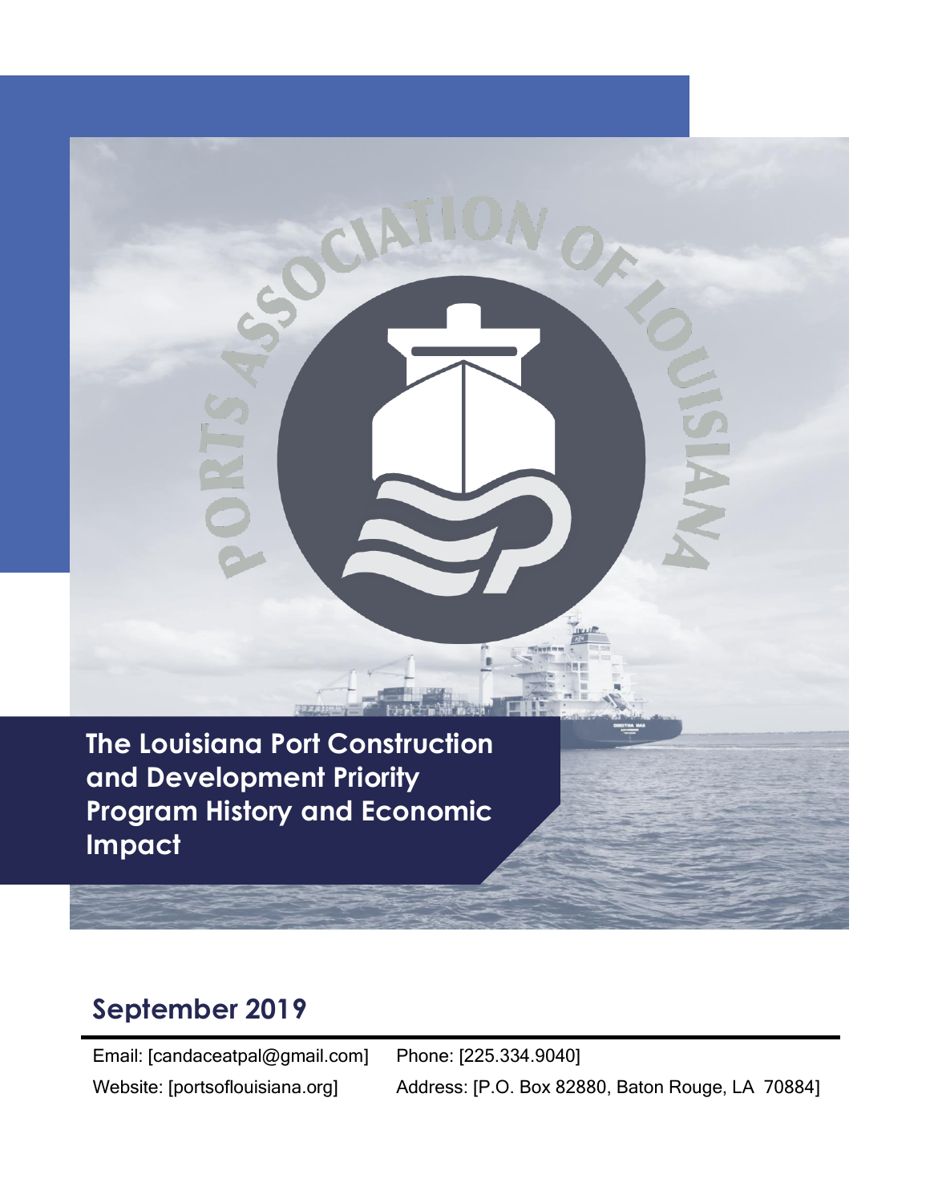# The Louisiana Port Construction and Development Priority Program History and Economic Impact

## September 2019

Email: [candaceatpal@gmail.com]
Phone: [225.334.9040]
Website: [portsoflouisiana.org]
Address: [P.O. Box 82880, Baton Rouge, LA 70884]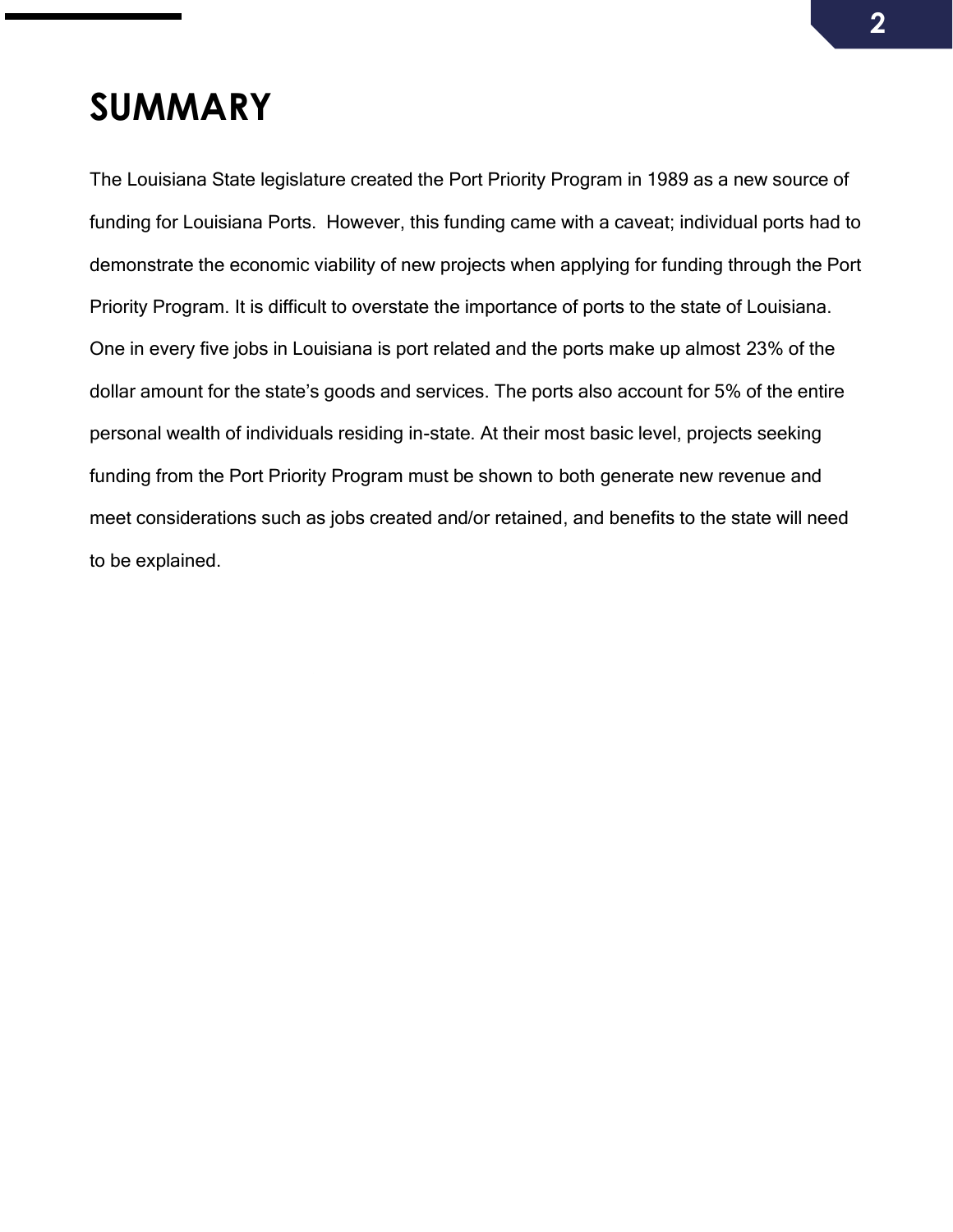# SUMMARY

The Louisiana State legislature created the Port Priority Program in 1989 as a new source of funding for Louisiana Ports. However, this funding came with a caveat; individual ports had to demonstrate the economic viability of new projects when applying for funding through the Port Priority Program. It is difficult to overstate the importance of ports to the state of Louisiana. One in every five jobs in Louisiana is port related and the ports make up almost 23% of the dollar amount for the state's goods and services. The ports also account for 5% of the entire personal wealth of individuals residing in-state. At their most basic level, projects seeking funding from the Port Priority Program must be shown to both generate new revenue and meet considerations such as jobs created and/or retained, and benefits to the state will need to be explained.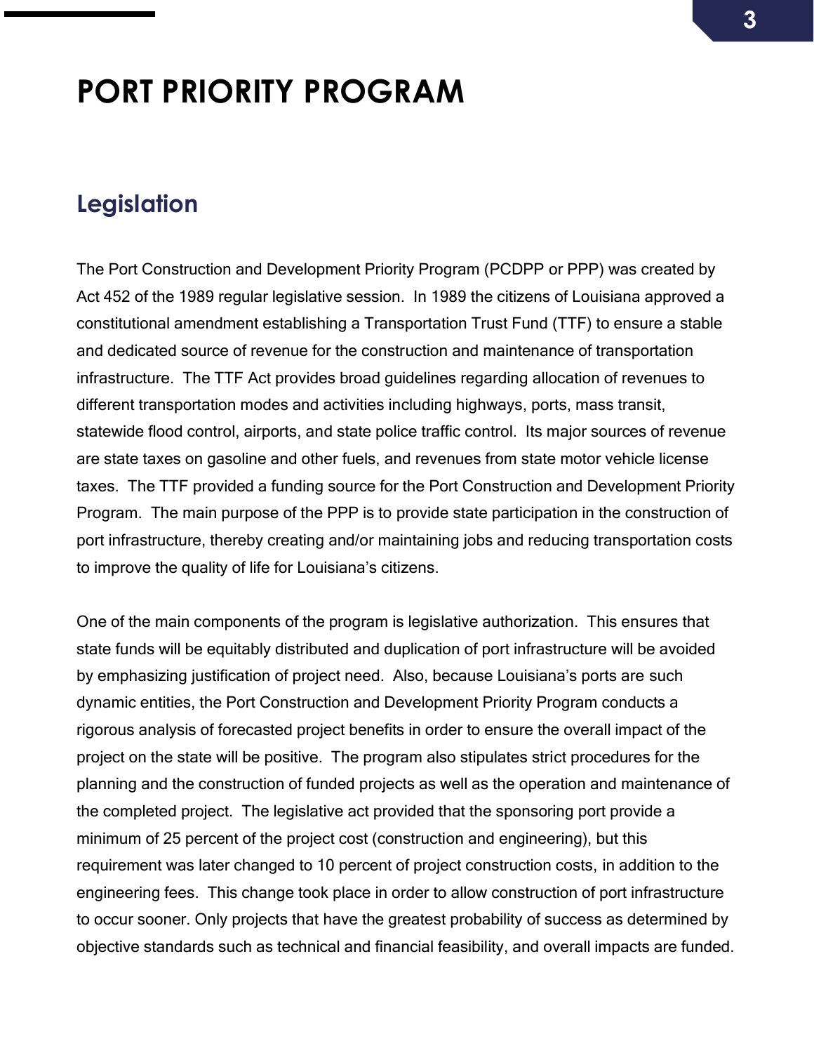# PORT PRIORITY PROGRAM

## Legislation

The Port Construction and Development Priority Program (PCDPP or PPP) was created by Act 452 of the 1989 regular legislative session. In 1989 the citizens of Louisiana approved a constitutional amendment establishing a Transportation Trust Fund (TTF) to ensure a stable and dedicated source of revenue for the construction and maintenance of transportation infrastructure. The TTF Act provides broad guidelines regarding allocation of revenues to different transportation modes and activities including highways, ports, mass transit, statewide flood control, airports, and state police traffic control. Its major sources of revenue are state taxes on gasoline and other fuels, and revenues from state motor vehicle license taxes. The TTF provided a funding source for the Port Construction and Development Priority Program. The main purpose of the PPP is to provide state participation in the construction of port infrastructure, thereby creating and/or maintaining jobs and reducing transportation costs to improve the quality of life for Louisiana's citizens.

One of the main components of the program is legislative authorization. This ensures that state funds will be equitably distributed and duplication of port infrastructure will be avoided by emphasizing justification of project need. Also, because Louisiana's ports are such dynamic entities, the Port Construction and Development Priority Program conducts a rigorous analysis of forecasted project benefits in order to ensure the overall impact of the project on the state will be positive. The program also stipulates strict procedures for the planning and the construction of funded projects as well as the operation and maintenance of the completed project. The legislative act provided that the sponsoring port provide a minimum of 25 percent of the project cost (construction and engineering), but this requirement was later changed to 10 percent of project construction costs, in addition to the engineering fees. This change took place in order to allow construction of port infrastructure to occur sooner. Only projects that have the greatest probability of success as determined by objective standards such as technical and financial feasibility, and overall impacts are funded.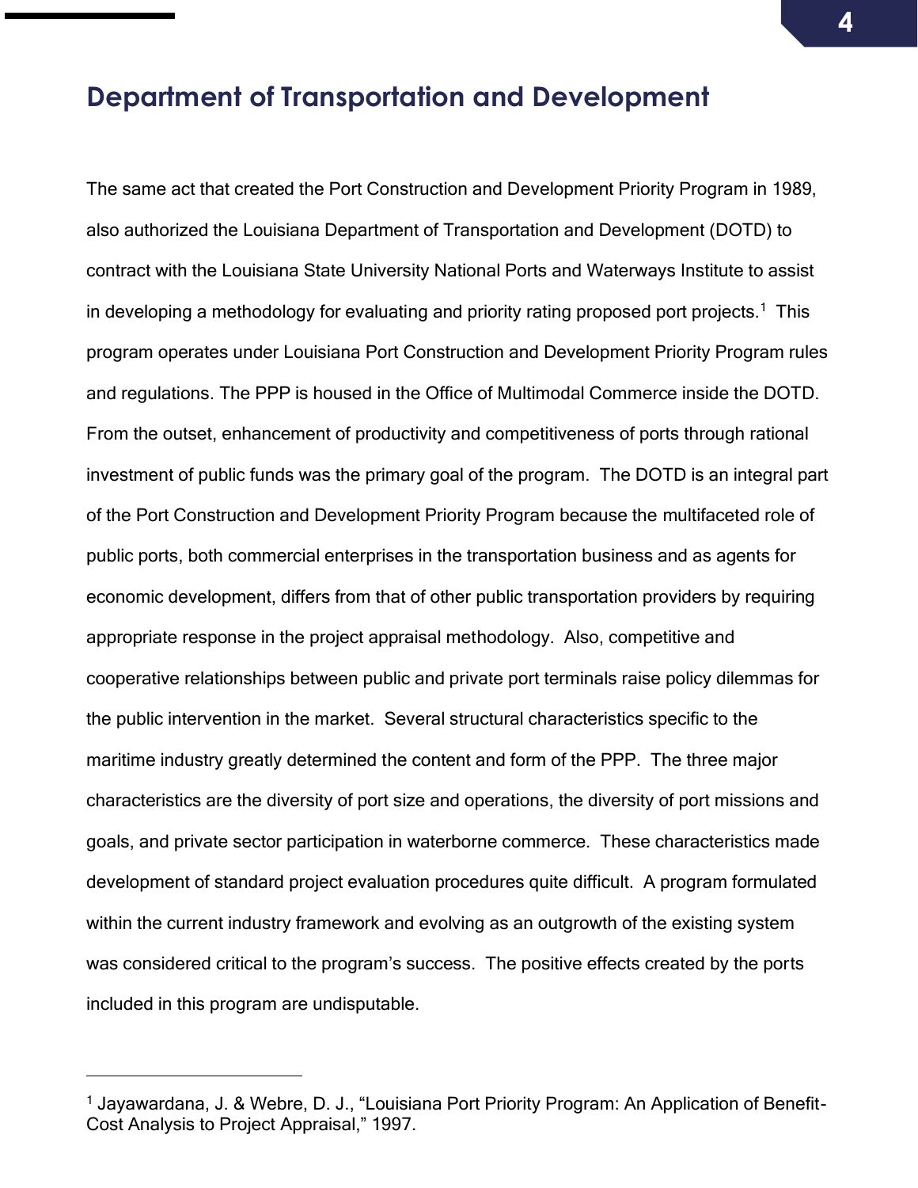## Department of Transportation and Development

The same act that created the Port Construction and Development Priority Program in 1989, also authorized the Louisiana Department of Transportation and Development (DOTD) to contract with the Louisiana State University National Ports and Waterways Institute to assist in developing a methodology for evaluating and priority rating proposed port projects.[1] This program operates under Louisiana Port Construction and Development Priority Program rules and regulations. The PPP is housed in the Office of Multimodal Commerce inside the DOTD. From the outset, enhancement of productivity and competitiveness of ports through rational investment of public funds was the primary goal of the program. The DOTD is an integral part of the Port Construction and Development Priority Program because the multifaceted role of public ports, both commercial enterprises in the transportation business and as agents for economic development, differs from that of other public transportation providers by requiring appropriate response in the project appraisal methodology. Also, competitive and cooperative relationships between public and private port terminals raise policy dilemmas for the public intervention in the market. Several structural characteristics specific to the maritime industry greatly determined the content and form of the PPP. The three major characteristics are the diversity of port size and operations, the diversity of port missions and goals, and private sector participation in waterborne commerce. These characteristics made development of standard project evaluation procedures quite difficult. A program formulated within the current industry framework and evolving as an outgrowth of the existing system was considered critical to the program's success. The positive effects created by the ports included in this program are undisputable.

---

[1] Jayawardana, J. & Webre, D. J., "Louisiana Port Priority Program: An Application of Benefit-Cost Analysis to Project Appraisal," 1997.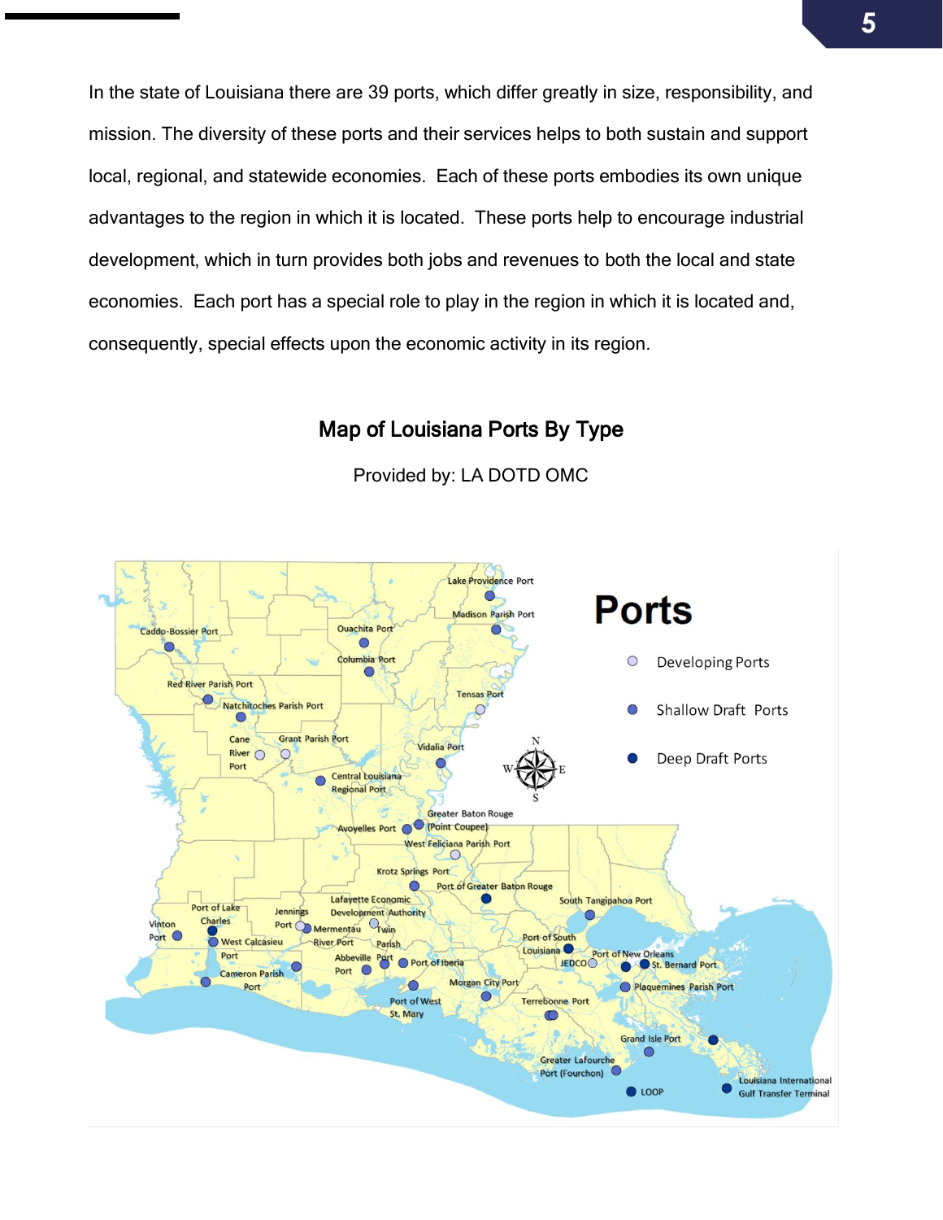In the state of Louisiana there are 39 ports, which differ greatly in size, responsibility, and mission. The diversity of these ports and their services helps to both sustain and support local, regional, and statewide economies. Each of these ports embodies its own unique advantages to the region in which it is located. These ports help to encourage industrial development, which in turn provides both jobs and revenues to both the local and state economies. Each port has a special role to play in the region in which it is located and, consequently, special effects upon the economic activity in its region.

### Map of Louisiana Ports By Type

Provided by: LA DOTD OMC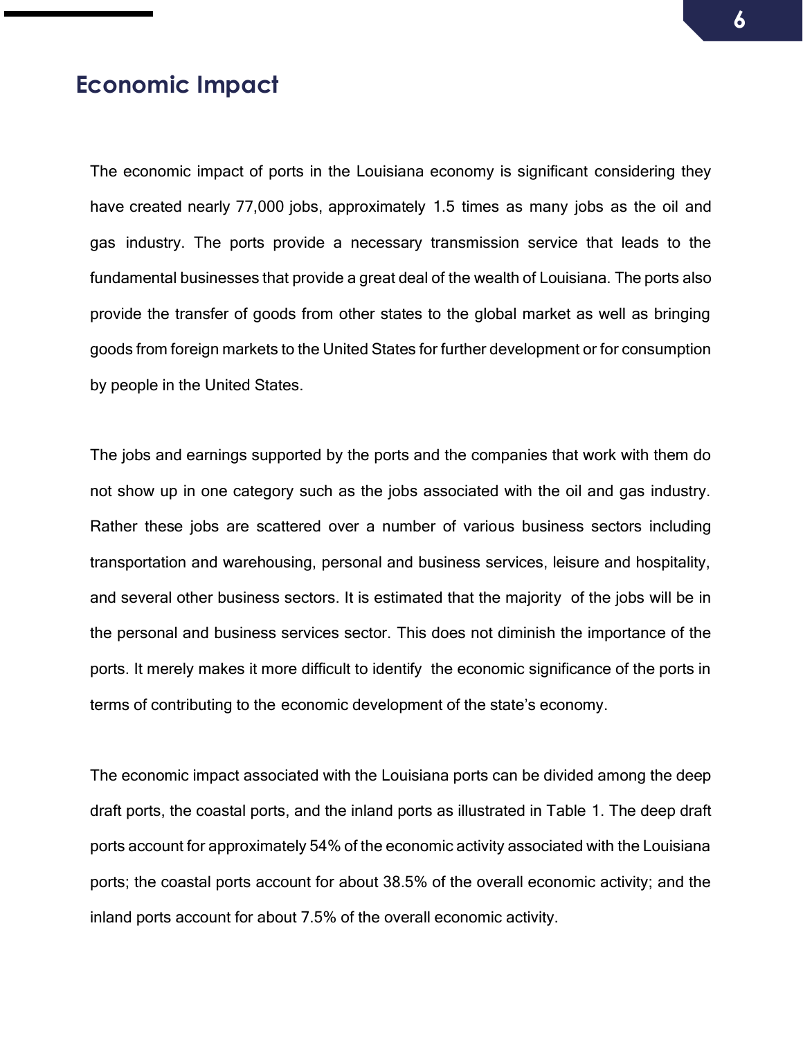## Economic Impact

The economic impact of ports in the Louisiana economy is significant considering they have created nearly 77,000 jobs, approximately 1.5 times as many jobs as the oil and gas industry. The ports provide a necessary transmission service that leads to the fundamental businesses that provide a great deal of the wealth of Louisiana. The ports also provide the transfer of goods from other states to the global market as well as bringing goods from foreign markets to the United States for further development or for consumption by people in the United States.

The jobs and earnings supported by the ports and the companies that work with them do not show up in one category such as the jobs associated with the oil and gas industry. Rather these jobs are scattered over a number of various business sectors including transportation and warehousing, personal and business services, leisure and hospitality, and several other business sectors. It is estimated that the majority of the jobs will be in the personal and business services sector. This does not diminish the importance of the ports. It merely makes it more difficult to identify the economic significance of the ports in terms of contributing to the economic development of the state's economy.

The economic impact associated with the Louisiana ports can be divided among the deep draft ports, the coastal ports, and the inland ports as illustrated in Table 1. The deep draft ports account for approximately 54% of the economic activity associated with the Louisiana ports; the coastal ports account for about 38.5% of the overall economic activity; and the inland ports account for about 7.5% of the overall economic activity.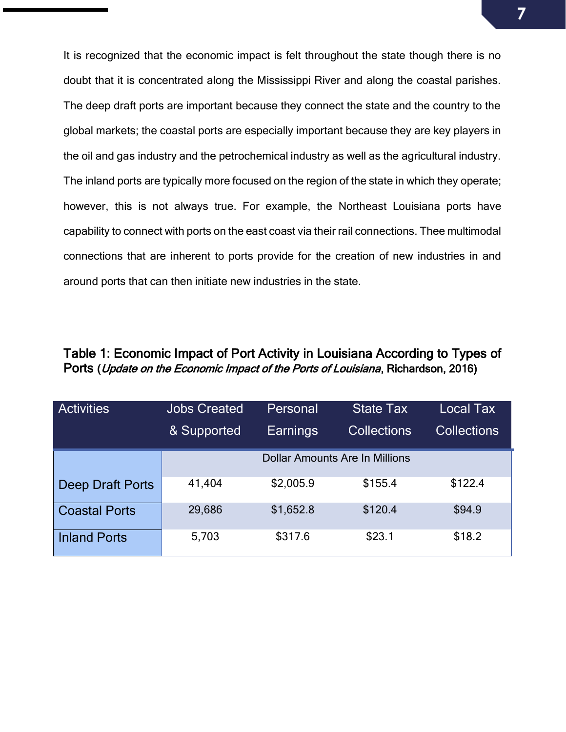It is recognized that the economic impact is felt throughout the state though there is no doubt that it is concentrated along the Mississippi River and along the coastal parishes. The deep draft ports are important because they connect the state and the country to the global markets; the coastal ports are especially important because they are key players in the oil and gas industry and the petrochemical industry as well as the agricultural industry. The inland ports are typically more focused on the region of the state in which they operate; however, this is not always true. For example, the Northeast Louisiana ports have capability to connect with ports on the east coast via their rail connections. Thee multimodal connections that are inherent to ports provide for the creation of new industries in and around ports that can then initiate new industries in the state.

**Table 1: Economic Impact of Port Activity in Louisiana According to Types of Ports** (*Update on the Economic Impact of the Ports of Louisiana*, Richardson, 2016)

| Activities | Jobs Created & Supported | Personal Earnings | State Tax Collections | Local Tax Collections |
|---|---|---|---|---|
| | Dollar Amounts Are In Millions | | | |
| Deep Draft Ports | 41,404 | $2,005.9 | $155.4 | $122.4 |
| Coastal Ports | 29,686 | $1,652.8 | $120.4 | $94.9 |
| Inland Ports | 5,703 | $317.6 | $23.1 | $18.2 |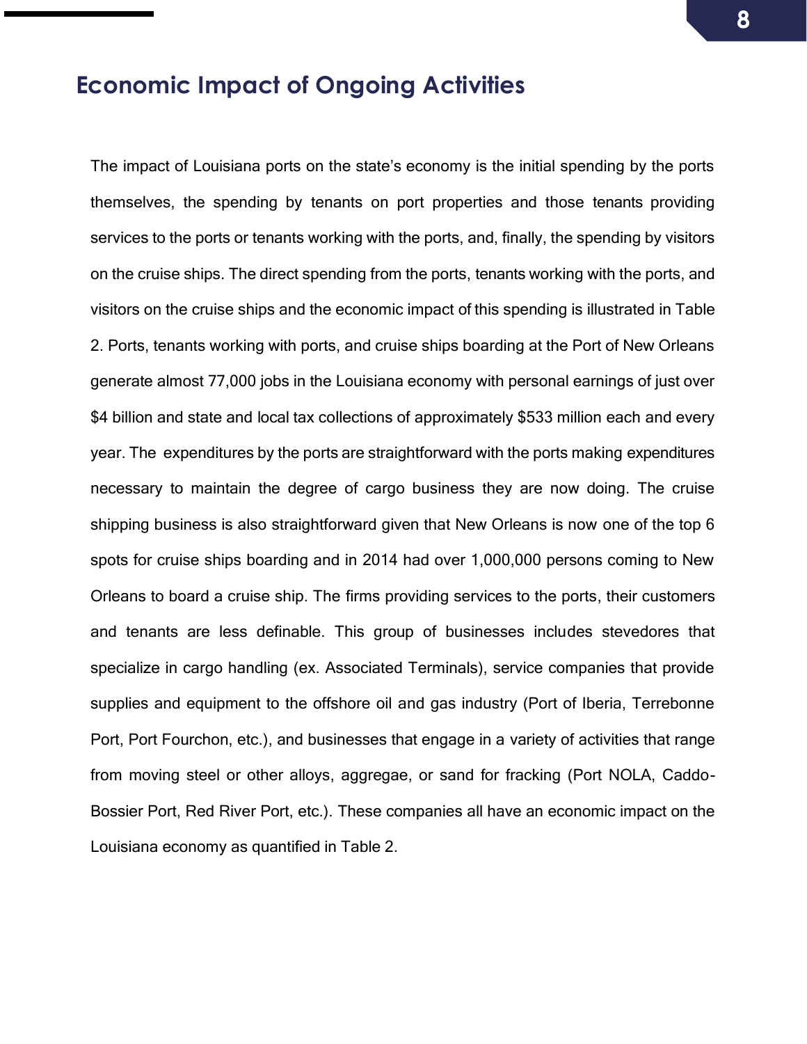## Economic Impact of Ongoing Activities

The impact of Louisiana ports on the state's economy is the initial spending by the ports themselves, the spending by tenants on port properties and those tenants providing services to the ports or tenants working with the ports, and, finally, the spending by visitors on the cruise ships. The direct spending from the ports, tenants working with the ports, and visitors on the cruise ships and the economic impact of this spending is illustrated in Table 2. Ports, tenants working with ports, and cruise ships boarding at the Port of New Orleans generate almost 77,000 jobs in the Louisiana economy with personal earnings of just over $4 billion and state and local tax collections of approximately $533 million each and every year. The expenditures by the ports are straightforward with the ports making expenditures necessary to maintain the degree of cargo business they are now doing. The cruise shipping business is also straightforward given that New Orleans is now one of the top 6 spots for cruise ships boarding and in 2014 had over 1,000,000 persons coming to New Orleans to board a cruise ship. The firms providing services to the ports, their customers and tenants are less definable. This group of businesses includes stevedores that specialize in cargo handling (ex. Associated Terminals), service companies that provide supplies and equipment to the offshore oil and gas industry (Port of Iberia, Terrebonne Port, Port Fourchon, etc.), and businesses that engage in a variety of activities that range from moving steel or other alloys, aggregae, or sand for fracking (Port NOLA, Caddo-Bossier Port, Red River Port, etc.). These companies all have an economic impact on the Louisiana economy as quantified in Table 2.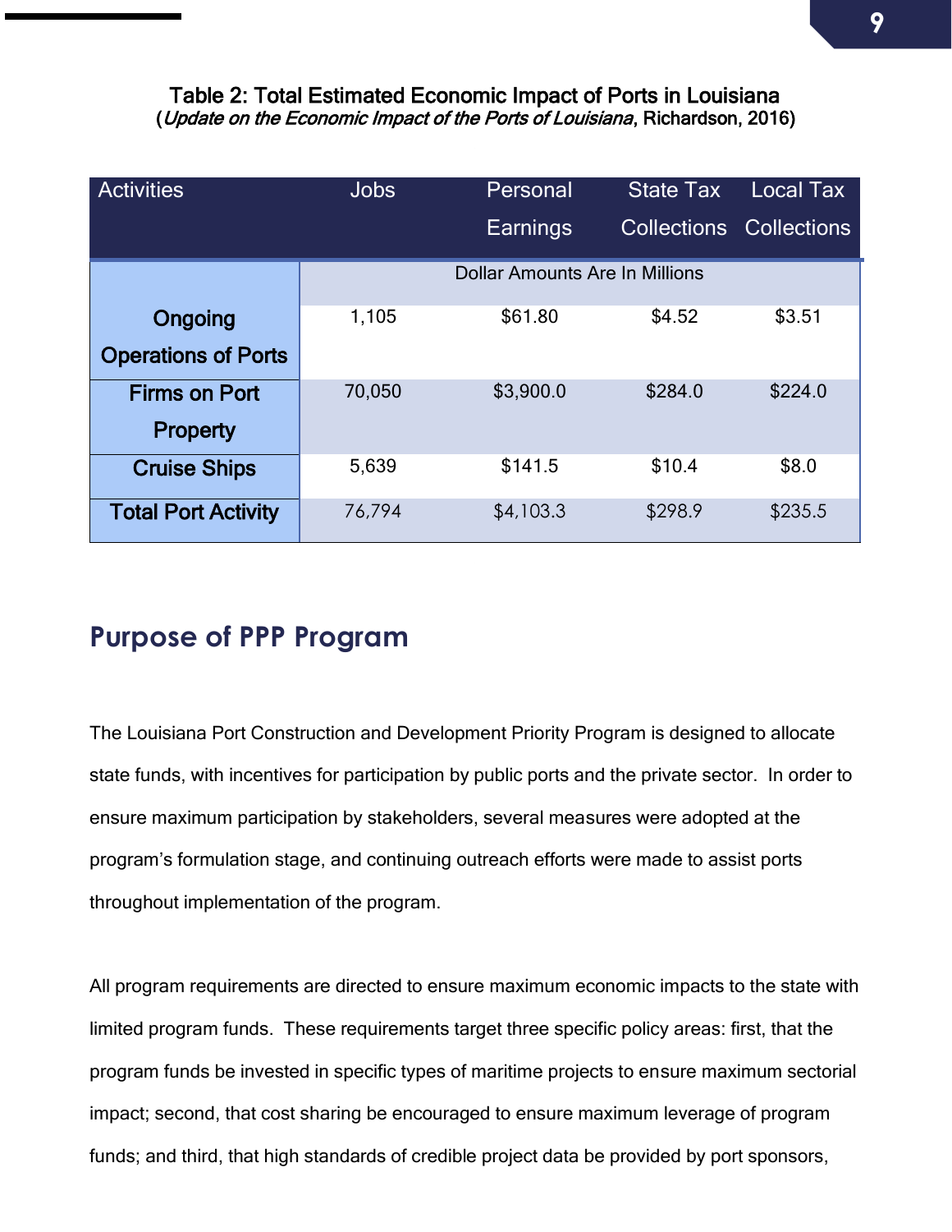**Table 2: Total Estimated Economic Impact of Ports in Louisiana**
(*Update on the Economic Impact of the Ports of Louisiana*, Richardson, 2016)

| Activities | Jobs | Personal Earnings | State Tax Collections | Local Tax Collections |
|---|---|---|---|---|
| | Dollar Amounts Are In Millions | | | |
| **Ongoing Operations of Ports** | 1,105 | $61.80 | $4.52 | $3.51 |
| **Firms on Port Property** | 70,050 | $3,900.0 | $284.0 | $224.0 |
| **Cruise Ships** | 5,639 | $141.5 | $10.4 | $8.0 |
| **Total Port Activity** | 76,794 | $4,103.3 | $298.9 | $235.5 |

## Purpose of PPP Program

The Louisiana Port Construction and Development Priority Program is designed to allocate state funds, with incentives for participation by public ports and the private sector. In order to ensure maximum participation by stakeholders, several measures were adopted at the program's formulation stage, and continuing outreach efforts were made to assist ports throughout implementation of the program.

All program requirements are directed to ensure maximum economic impacts to the state with limited program funds. These requirements target three specific policy areas: first, that the program funds be invested in specific types of maritime projects to ensure maximum sectorial impact; second, that cost sharing be encouraged to ensure maximum leverage of program funds; and third, that high standards of credible project data be provided by port sponsors,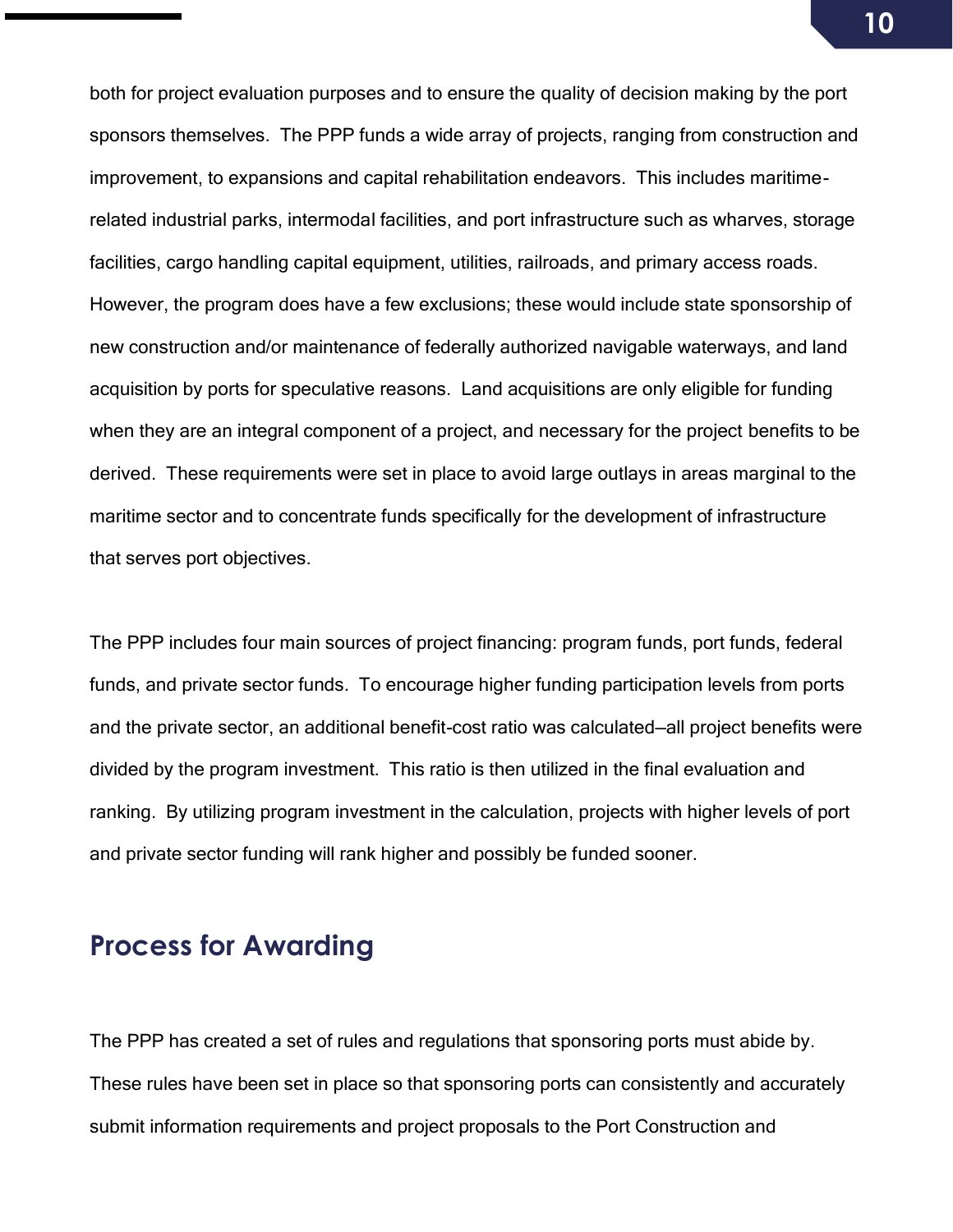both for project evaluation purposes and to ensure the quality of decision making by the port sponsors themselves. The PPP funds a wide array of projects, ranging from construction and improvement, to expansions and capital rehabilitation endeavors. This includes maritime-related industrial parks, intermodal facilities, and port infrastructure such as wharves, storage facilities, cargo handling capital equipment, utilities, railroads, and primary access roads. However, the program does have a few exclusions; these would include state sponsorship of new construction and/or maintenance of federally authorized navigable waterways, and land acquisition by ports for speculative reasons. Land acquisitions are only eligible for funding when they are an integral component of a project, and necessary for the project benefits to be derived. These requirements were set in place to avoid large outlays in areas marginal to the maritime sector and to concentrate funds specifically for the development of infrastructure that serves port objectives.

The PPP includes four main sources of project financing: program funds, port funds, federal funds, and private sector funds. To encourage higher funding participation levels from ports and the private sector, an additional benefit-cost ratio was calculated—all project benefits were divided by the program investment. This ratio is then utilized in the final evaluation and ranking. By utilizing program investment in the calculation, projects with higher levels of port and private sector funding will rank higher and possibly be funded sooner.

## Process for Awarding

The PPP has created a set of rules and regulations that sponsoring ports must abide by. These rules have been set in place so that sponsoring ports can consistently and accurately submit information requirements and project proposals to the Port Construction and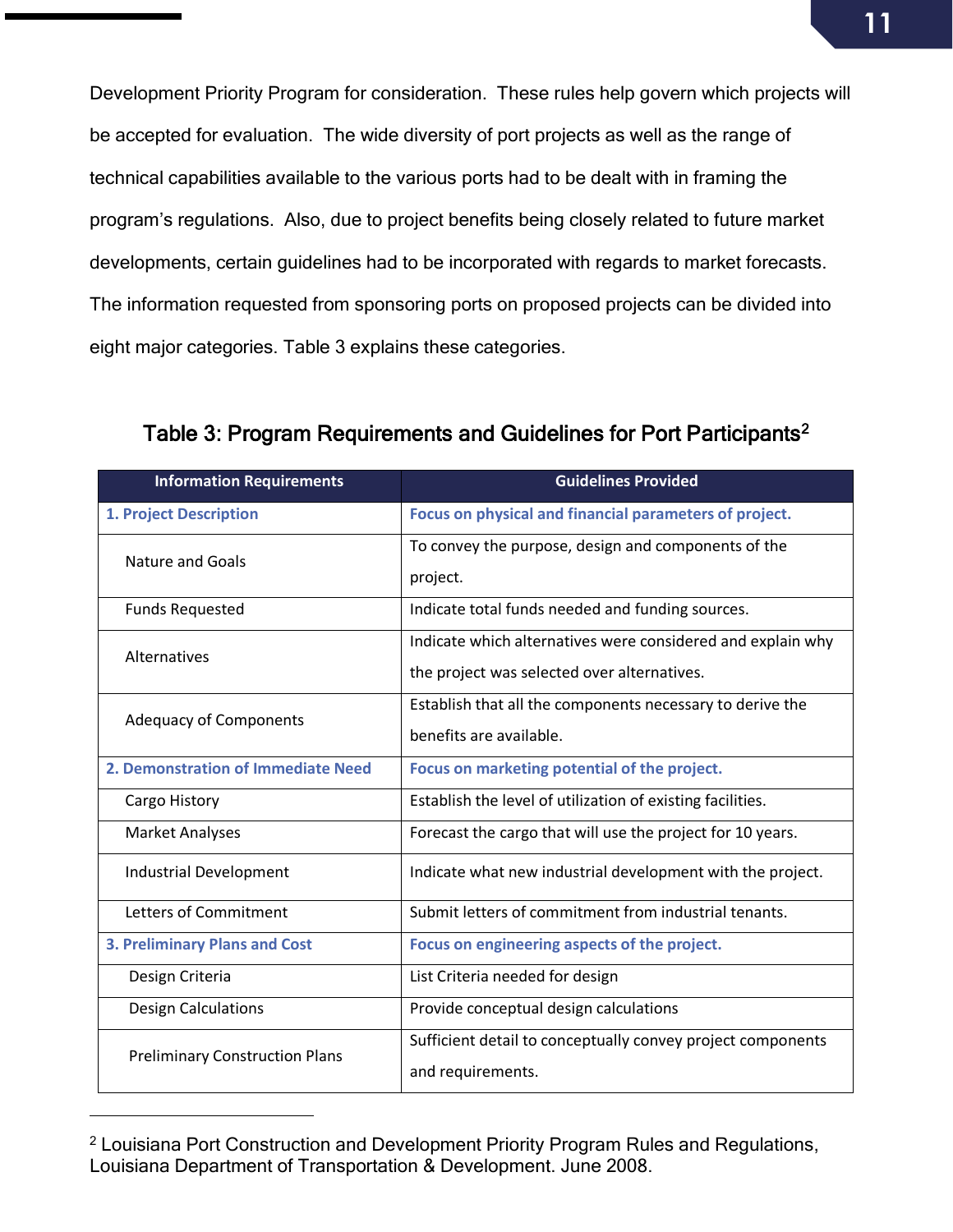Development Priority Program for consideration. These rules help govern which projects will be accepted for evaluation. The wide diversity of port projects as well as the range of technical capabilities available to the various ports had to be dealt with in framing the program's regulations. Also, due to project benefits being closely related to future market developments, certain guidelines had to be incorporated with regards to market forecasts. The information requested from sponsoring ports on proposed projects can be divided into eight major categories. Table 3 explains these categories.

### Table 3: Program Requirements and Guidelines for Port Participants[2]

| Information Requirements | Guidelines Provided |
|---|---|
| **1. Project Description** | **Focus on physical and financial parameters of project.** |
| Nature and Goals | To convey the purpose, design and components of the project. |
| Funds Requested | Indicate total funds needed and funding sources. |
| Alternatives | Indicate which alternatives were considered and explain why the project was selected over alternatives. |
| Adequacy of Components | Establish that all the components necessary to derive the benefits are available. |
| **2. Demonstration of Immediate Need** | **Focus on marketing potential of the project.** |
| Cargo History | Establish the level of utilization of existing facilities. |
| Market Analyses | Forecast the cargo that will use the project for 10 years. |
| Industrial Development | Indicate what new industrial development with the project. |
| Letters of Commitment | Submit letters of commitment from industrial tenants. |
| **3. Preliminary Plans and Cost** | **Focus on engineering aspects of the project.** |
| Design Criteria | List Criteria needed for design |
| Design Calculations | Provide conceptual design calculations |
| Preliminary Construction Plans | Sufficient detail to conceptually convey project components and requirements. |

[2] Louisiana Port Construction and Development Priority Program Rules and Regulations, Louisiana Department of Transportation & Development. June 2008.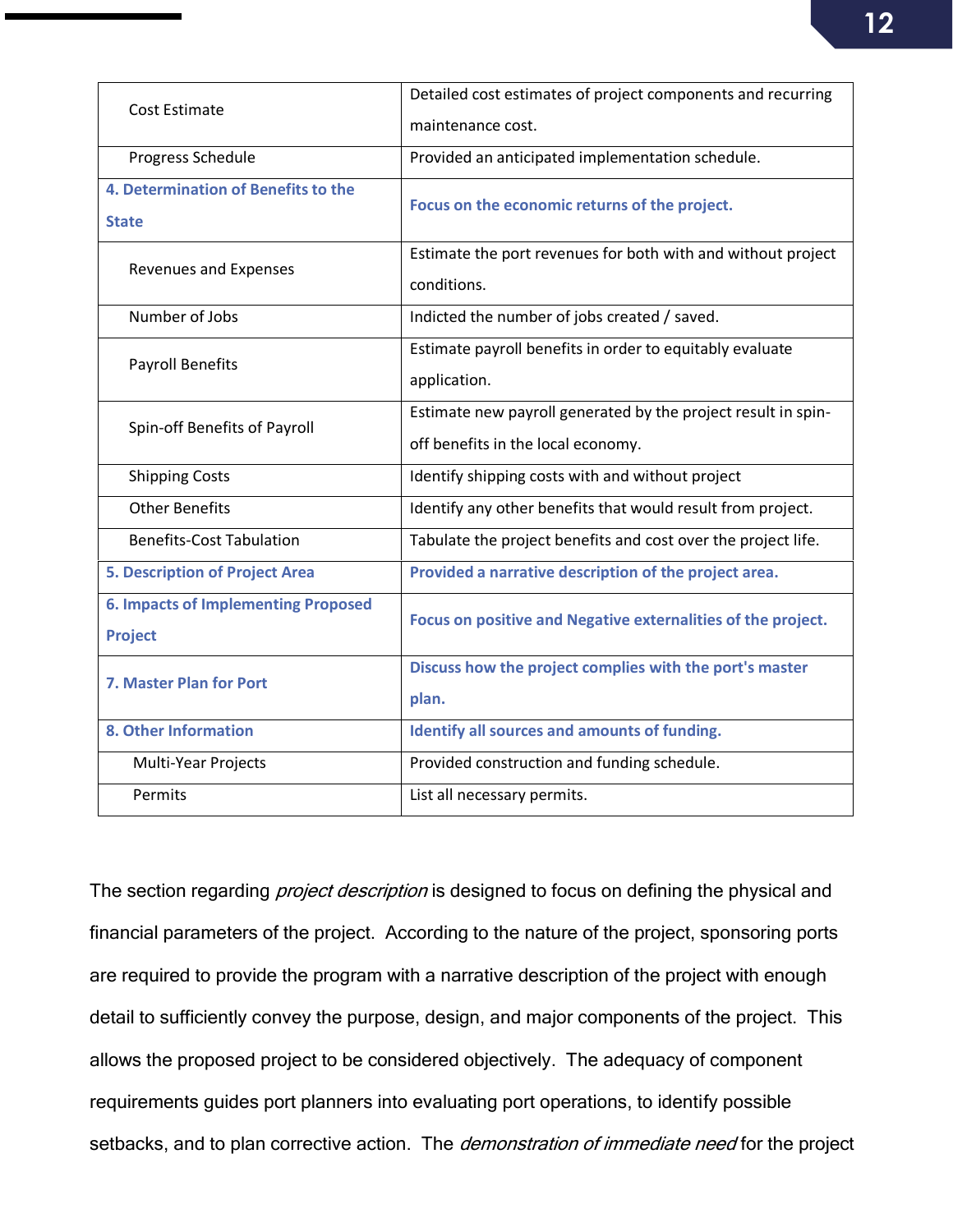| | |
|---|---|
| Cost Estimate | Detailed cost estimates of project components and recurring maintenance cost. |
| Progress Schedule | Provided an anticipated implementation schedule. |
| **4. Determination of Benefits to the State** | **Focus on the economic returns of the project.** |
| Revenues and Expenses | Estimate the port revenues for both with and without project conditions. |
| Number of Jobs | Indicted the number of jobs created / saved. |
| Payroll Benefits | Estimate payroll benefits in order to equitably evaluate application. |
| Spin-off Benefits of Payroll | Estimate new payroll generated by the project result in spin-off benefits in the local economy. |
| Shipping Costs | Identify shipping costs with and without project |
| Other Benefits | Identify any other benefits that would result from project. |
| Benefits-Cost Tabulation | Tabulate the project benefits and cost over the project life. |
| **5. Description of Project Area** | **Provided a narrative description of the project area.** |
| **6. Impacts of Implementing Proposed Project** | **Focus on positive and Negative externalities of the project.** |
| **7. Master Plan for Port** | **Discuss how the project complies with the port's master plan.** |
| **8. Other Information** | **Identify all sources and amounts of funding.** |
| Multi-Year Projects | Provided construction and funding schedule. |
| Permits | List all necessary permits. |

The section regarding *project description* is designed to focus on defining the physical and financial parameters of the project. According to the nature of the project, sponsoring ports are required to provide the program with a narrative description of the project with enough detail to sufficiently convey the purpose, design, and major components of the project. This allows the proposed project to be considered objectively. The adequacy of component requirements guides port planners into evaluating port operations, to identify possible setbacks, and to plan corrective action. The *demonstration of immediate need* for the project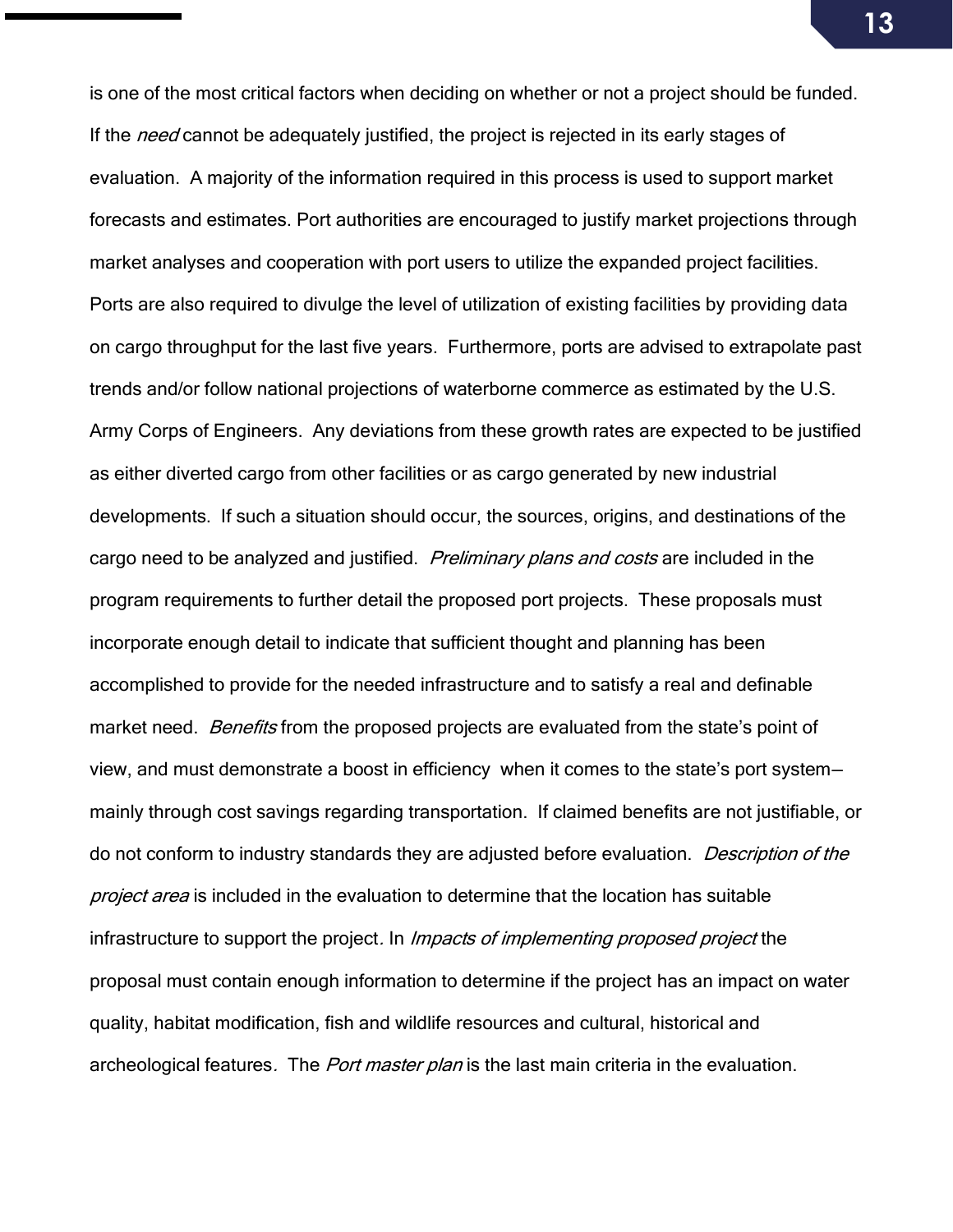is one of the most critical factors when deciding on whether or not a project should be funded. If the *need* cannot be adequately justified, the project is rejected in its early stages of evaluation. A majority of the information required in this process is used to support market forecasts and estimates. Port authorities are encouraged to justify market projections through market analyses and cooperation with port users to utilize the expanded project facilities. Ports are also required to divulge the level of utilization of existing facilities by providing data on cargo throughput for the last five years. Furthermore, ports are advised to extrapolate past trends and/or follow national projections of waterborne commerce as estimated by the U.S. Army Corps of Engineers. Any deviations from these growth rates are expected to be justified as either diverted cargo from other facilities or as cargo generated by new industrial developments. If such a situation should occur, the sources, origins, and destinations of the cargo need to be analyzed and justified. *Preliminary plans and costs* are included in the program requirements to further detail the proposed port projects. These proposals must incorporate enough detail to indicate that sufficient thought and planning has been accomplished to provide for the needed infrastructure and to satisfy a real and definable market need. *Benefits* from the proposed projects are evaluated from the state's point of view, and must demonstrate a boost in efficiency when it comes to the state's port system—mainly through cost savings regarding transportation. If claimed benefits are not justifiable, or do not conform to industry standards they are adjusted before evaluation. *Description of the project area* is included in the evaluation to determine that the location has suitable infrastructure to support the project. In *Impacts of implementing proposed project* the proposal must contain enough information to determine if the project has an impact on water quality, habitat modification, fish and wildlife resources and cultural, historical and archeological features. The *Port master plan* is the last main criteria in the evaluation.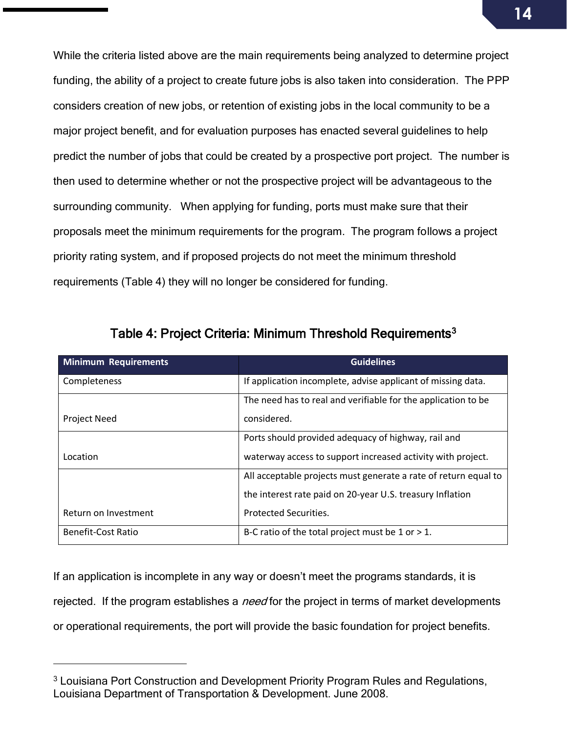While the criteria listed above are the main requirements being analyzed to determine project funding, the ability of a project to create future jobs is also taken into consideration. The PPP considers creation of new jobs, or retention of existing jobs in the local community to be a major project benefit, and for evaluation purposes has enacted several guidelines to help predict the number of jobs that could be created by a prospective port project. The number is then used to determine whether or not the prospective project will be advantageous to the surrounding community. When applying for funding, ports must make sure that their proposals meet the minimum requirements for the program. The program follows a project priority rating system, and if proposed projects do not meet the minimum threshold requirements (Table 4) they will no longer be considered for funding.

### Table 4: Project Criteria: Minimum Threshold Requirements[3]

| Minimum Requirements | Guidelines |
|---|---|
| Completeness | If application incomplete, advise applicant of missing data. |
| Project Need | The need has to real and verifiable for the application to be considered. |
| Location | Ports should provided adequacy of highway, rail and waterway access to support increased activity with project. |
| Return on Investment | All acceptable projects must generate a rate of return equal to the interest rate paid on 20-year U.S. treasury Inflation Protected Securities. |
| Benefit-Cost Ratio | B-C ratio of the total project must be 1 or > 1. |

If an application is incomplete in any way or doesn't meet the programs standards, it is rejected. If the program establishes a *need* for the project in terms of market developments or operational requirements, the port will provide the basic foundation for project benefits.

---

[3] Louisiana Port Construction and Development Priority Program Rules and Regulations, Louisiana Department of Transportation & Development. June 2008.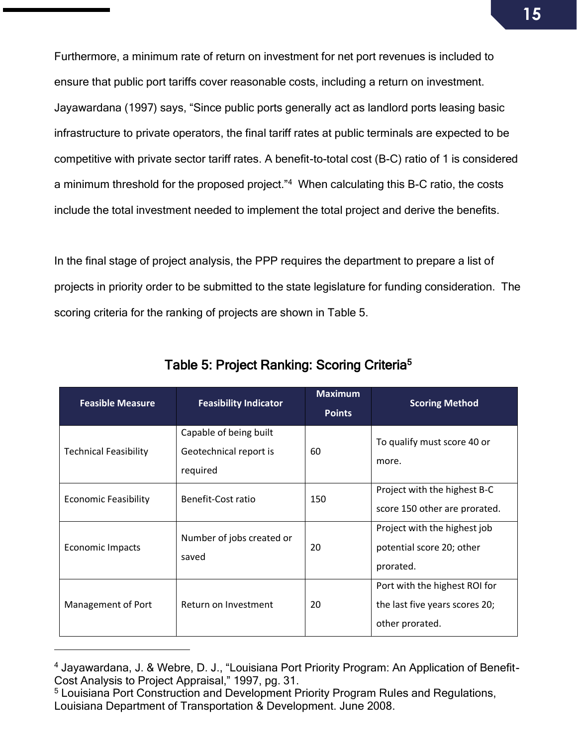Furthermore, a minimum rate of return on investment for net port revenues is included to ensure that public port tariffs cover reasonable costs, including a return on investment. Jayawardana (1997) says, "Since public ports generally act as landlord ports leasing basic infrastructure to private operators, the final tariff rates at public terminals are expected to be competitive with private sector tariff rates. A benefit-to-total cost (B-C) ratio of 1 is considered a minimum threshold for the proposed project."[4] When calculating this B-C ratio, the costs include the total investment needed to implement the total project and derive the benefits.

In the final stage of project analysis, the PPP requires the department to prepare a list of projects in priority order to be submitted to the state legislature for funding consideration. The scoring criteria for the ranking of projects are shown in Table 5.

### Table 5: Project Ranking: Scoring Criteria[5]

| Feasible Measure | Feasibility Indicator | Maximum Points | Scoring Method |
|---|---|---|---|
| Technical Feasibility | Capable of being built Geotechnical report is required | 60 | To qualify must score 40 or more. |
| Economic Feasibility | Benefit-Cost ratio | 150 | Project with the highest B-C score 150 other are prorated. |
| Economic Impacts | Number of jobs created or saved | 20 | Project with the highest job potential score 20; other prorated. |
| Management of Port | Return on Investment | 20 | Port with the highest ROI for the last five years scores 20; other prorated. |

[4] Jayawardana, J. & Webre, D. J., "Louisiana Port Priority Program: An Application of Benefit-Cost Analysis to Project Appraisal," 1997, pg. 31.

[5] Louisiana Port Construction and Development Priority Program Rules and Regulations, Louisiana Department of Transportation & Development. June 2008.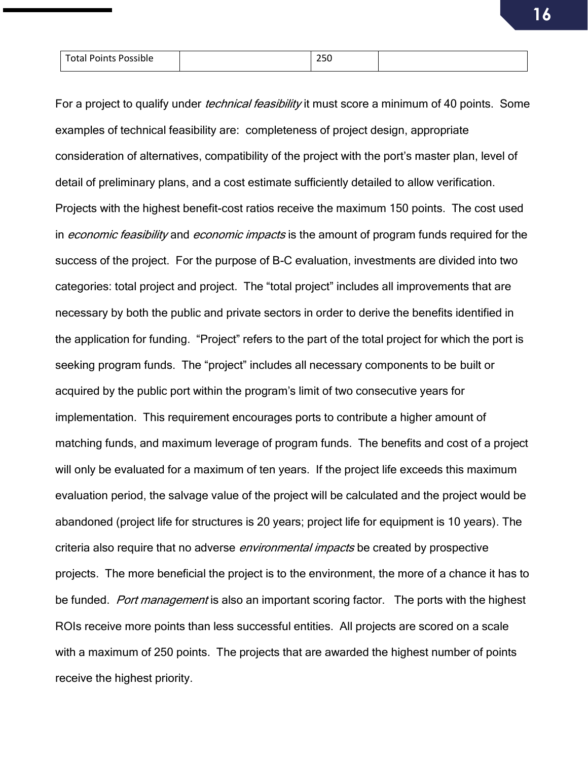| Total Points Possible | | 250 | |
|---|---|---|---|

For a project to qualify under *technical feasibility* it must score a minimum of 40 points. Some examples of technical feasibility are: completeness of project design, appropriate consideration of alternatives, compatibility of the project with the port's master plan, level of detail of preliminary plans, and a cost estimate sufficiently detailed to allow verification. Projects with the highest benefit-cost ratios receive the maximum 150 points. The cost used in *economic feasibility* and *economic impacts* is the amount of program funds required for the success of the project. For the purpose of B-C evaluation, investments are divided into two categories: total project and project. The "total project" includes all improvements that are necessary by both the public and private sectors in order to derive the benefits identified in the application for funding. "Project" refers to the part of the total project for which the port is seeking program funds. The "project" includes all necessary components to be built or acquired by the public port within the program's limit of two consecutive years for implementation. This requirement encourages ports to contribute a higher amount of matching funds, and maximum leverage of program funds. The benefits and cost of a project will only be evaluated for a maximum of ten years. If the project life exceeds this maximum evaluation period, the salvage value of the project will be calculated and the project would be abandoned (project life for structures is 20 years; project life for equipment is 10 years). The criteria also require that no adverse *environmental impacts* be created by prospective projects. The more beneficial the project is to the environment, the more of a chance it has to be funded. *Port management* is also an important scoring factor. The ports with the highest ROIs receive more points than less successful entities. All projects are scored on a scale with a maximum of 250 points. The projects that are awarded the highest number of points receive the highest priority.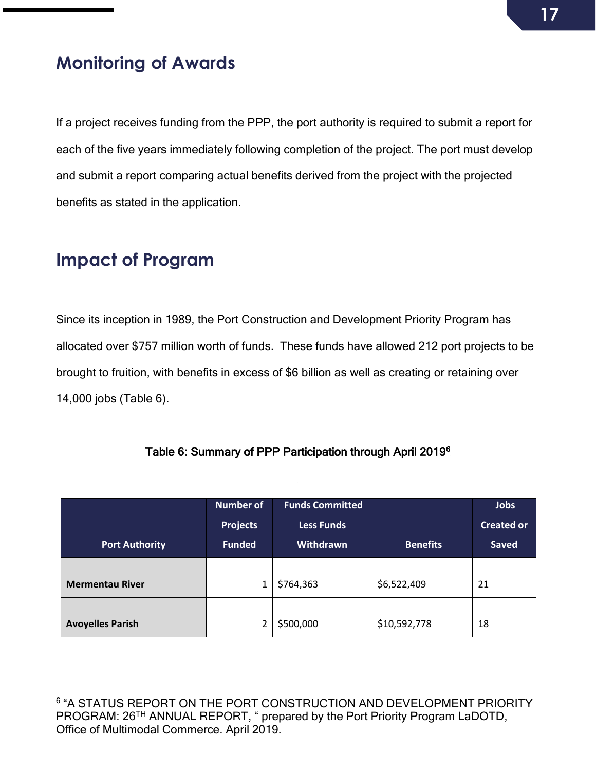## Monitoring of Awards

If a project receives funding from the PPP, the port authority is required to submit a report for each of the five years immediately following completion of the project. The port must develop and submit a report comparing actual benefits derived from the project with the projected benefits as stated in the application.

## Impact of Program

Since its inception in 1989, the Port Construction and Development Priority Program has allocated over $757 million worth of funds. These funds have allowed 212 port projects to be brought to fruition, with benefits in excess of $6 billion as well as creating or retaining over 14,000 jobs (Table 6).

Table 6: Summary of PPP Participation through April 2019[6]

| Port Authority | Number of Projects Funded | Funds Committed Less Funds Withdrawn | Benefits | Jobs Created or Saved |
|---|---|---|---|---|
| **Mermentau River** | 1 | $764,363 | $6,522,409 | 21 |
| **Avoyelles Parish** | 2 | $500,000 | $10,592,778 | 18 |

[6] "A STATUS REPORT ON THE PORT CONSTRUCTION AND DEVELOPMENT PRIORITY PROGRAM: 26TH ANNUAL REPORT, " prepared by the Port Priority Program LaDOTD, Office of Multimodal Commerce. April 2019.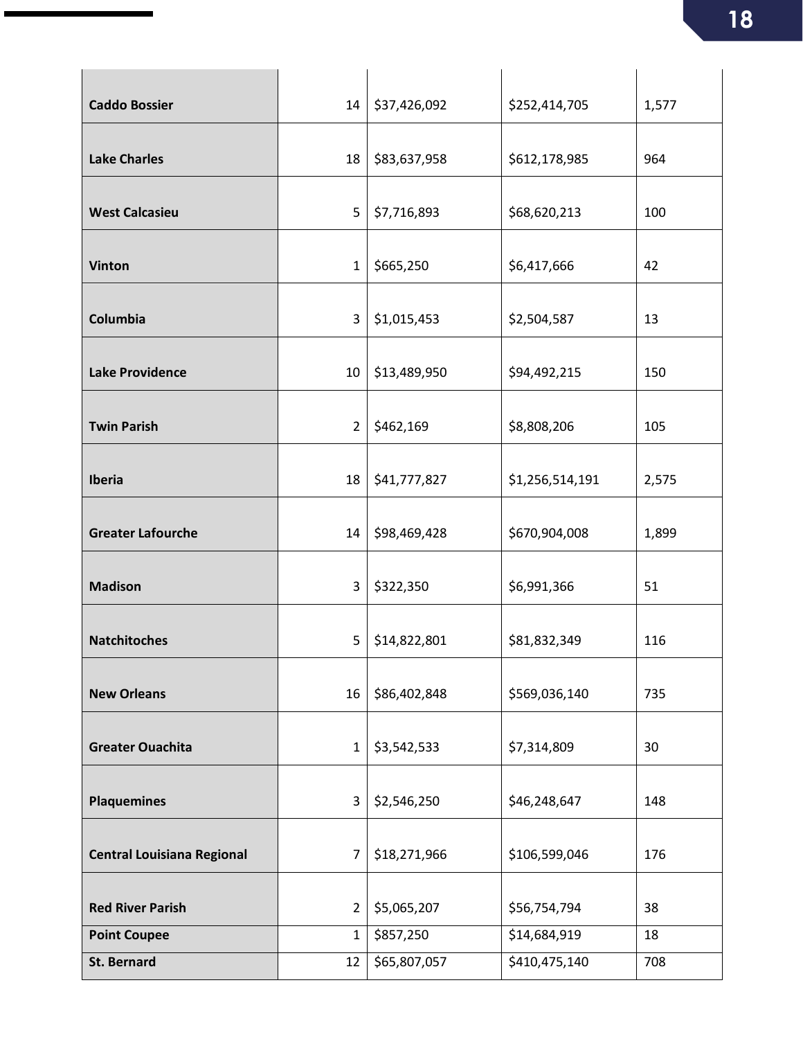| | | | | |
|---|---|---|---|---|
| **Caddo Bossier** | 14 | $37,426,092 | $252,414,705 | 1,577 |
| **Lake Charles** | 18 | $83,637,958 | $612,178,985 | 964 |
| **West Calcasieu** | 5 | $7,716,893 | $68,620,213 | 100 |
| **Vinton** | 1 | $665,250 | $6,417,666 | 42 |
| **Columbia** | 3 | $1,015,453 | $2,504,587 | 13 |
| **Lake Providence** | 10 | $13,489,950 | $94,492,215 | 150 |
| **Twin Parish** | 2 | $462,169 | $8,808,206 | 105 |
| **Iberia** | 18 | $41,777,827 | $1,256,514,191 | 2,575 |
| **Greater Lafourche** | 14 | $98,469,428 | $670,904,008 | 1,899 |
| **Madison** | 3 | $322,350 | $6,991,366 | 51 |
| **Natchitoches** | 5 | $14,822,801 | $81,832,349 | 116 |
| **New Orleans** | 16 | $86,402,848 | $569,036,140 | 735 |
| **Greater Ouachita** | 1 | $3,542,533 | $7,314,809 | 30 |
| **Plaquemines** | 3 | $2,546,250 | $46,248,647 | 148 |
| **Central Louisiana Regional** | 7 | $18,271,966 | $106,599,046 | 176 |
| **Red River Parish** | 2 | $5,065,207 | $56,754,794 | 38 |
| **Point Coupee** | 1 | $857,250 | $14,684,919 | 18 |
| **St. Bernard** | 12 | $65,807,057 | $410,475,140 | 708 |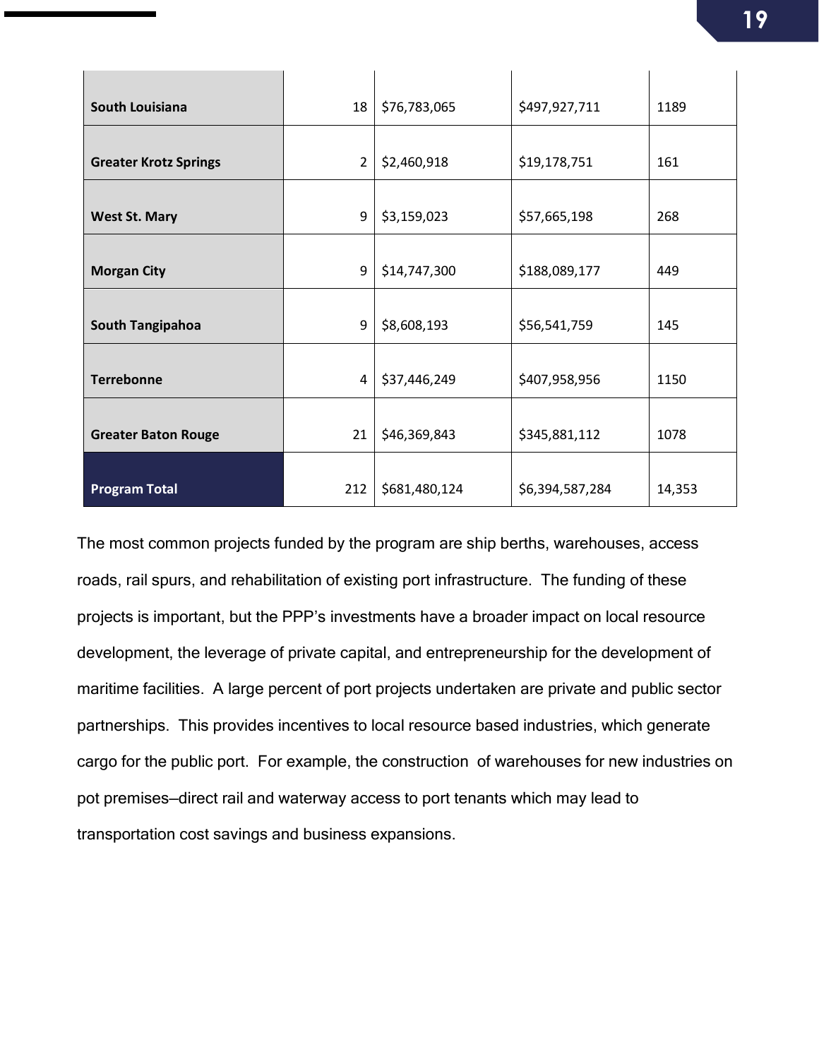| | | | | |
|---|---|---|---|---|
| **South Louisiana** | 18 | $76,783,065 | $497,927,711 | 1189 |
| **Greater Krotz Springs** | 2 | $2,460,918 | $19,178,751 | 161 |
| **West St. Mary** | 9 | $3,159,023 | $57,665,198 | 268 |
| **Morgan City** | 9 | $14,747,300 | $188,089,177 | 449 |
| **South Tangipahoa** | 9 | $8,608,193 | $56,541,759 | 145 |
| **Terrebonne** | 4 | $37,446,249 | $407,958,956 | 1150 |
| **Greater Baton Rouge** | 21 | $46,369,843 | $345,881,112 | 1078 |
| **Program Total** | 212 | $681,480,124 | $6,394,587,284 | 14,353 |

The most common projects funded by the program are ship berths, warehouses, access roads, rail spurs, and rehabilitation of existing port infrastructure. The funding of these projects is important, but the PPP's investments have a broader impact on local resource development, the leverage of private capital, and entrepreneurship for the development of maritime facilities. A large percent of port projects undertaken are private and public sector partnerships. This provides incentives to local resource based industries, which generate cargo for the public port. For example, the construction of warehouses for new industries on pot premises–direct rail and waterway access to port tenants which may lead to transportation cost savings and business expansions.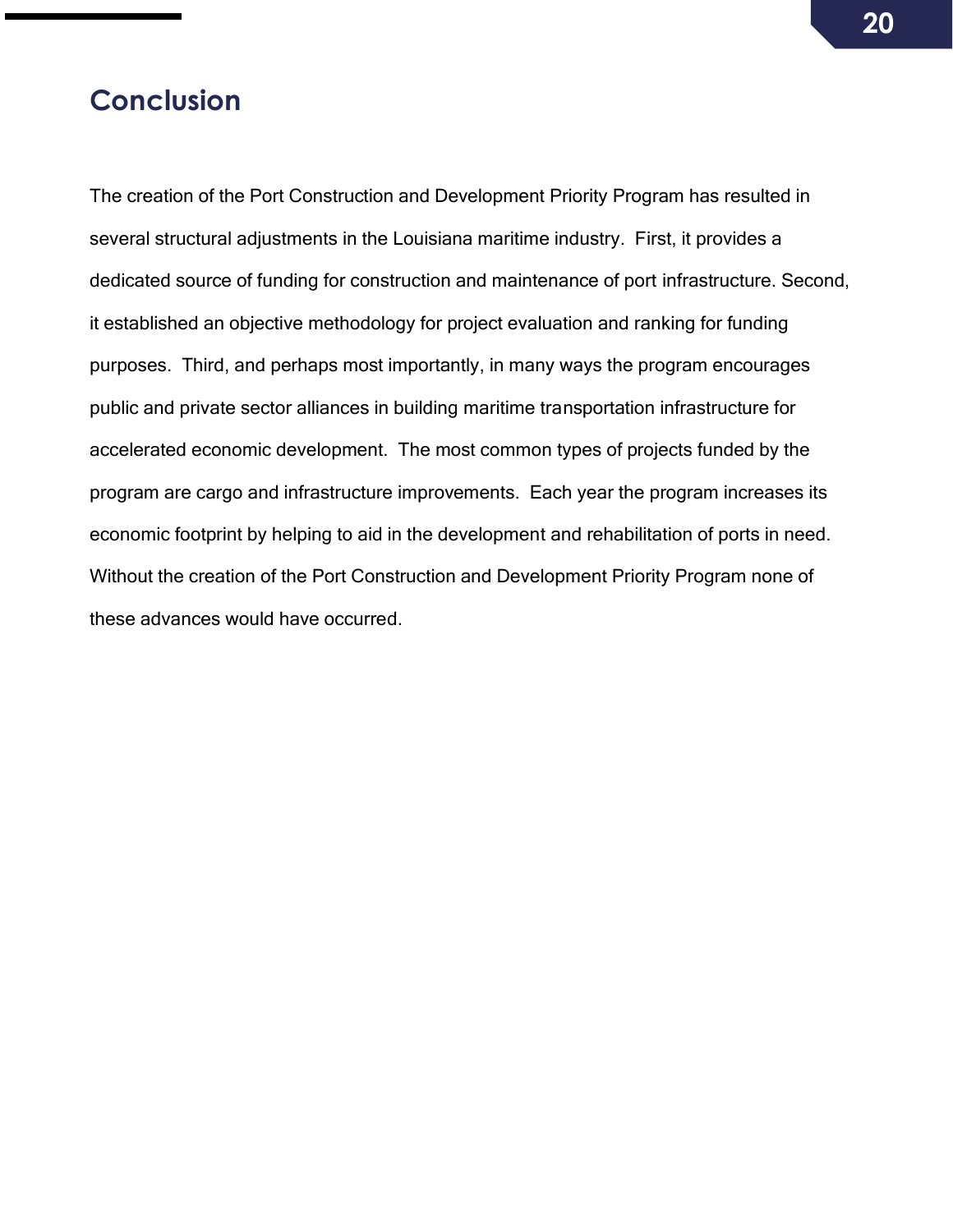## Conclusion

The creation of the Port Construction and Development Priority Program has resulted in several structural adjustments in the Louisiana maritime industry.  First, it provides a dedicated source of funding for construction and maintenance of port infrastructure. Second, it established an objective methodology for project evaluation and ranking for funding purposes.  Third, and perhaps most importantly, in many ways the program encourages public and private sector alliances in building maritime transportation infrastructure for accelerated economic development.  The most common types of projects funded by the program are cargo and infrastructure improvements.  Each year the program increases its economic footprint by helping to aid in the development and rehabilitation of ports in need. Without the creation of the Port Construction and Development Priority Program none of these advances would have occurred.